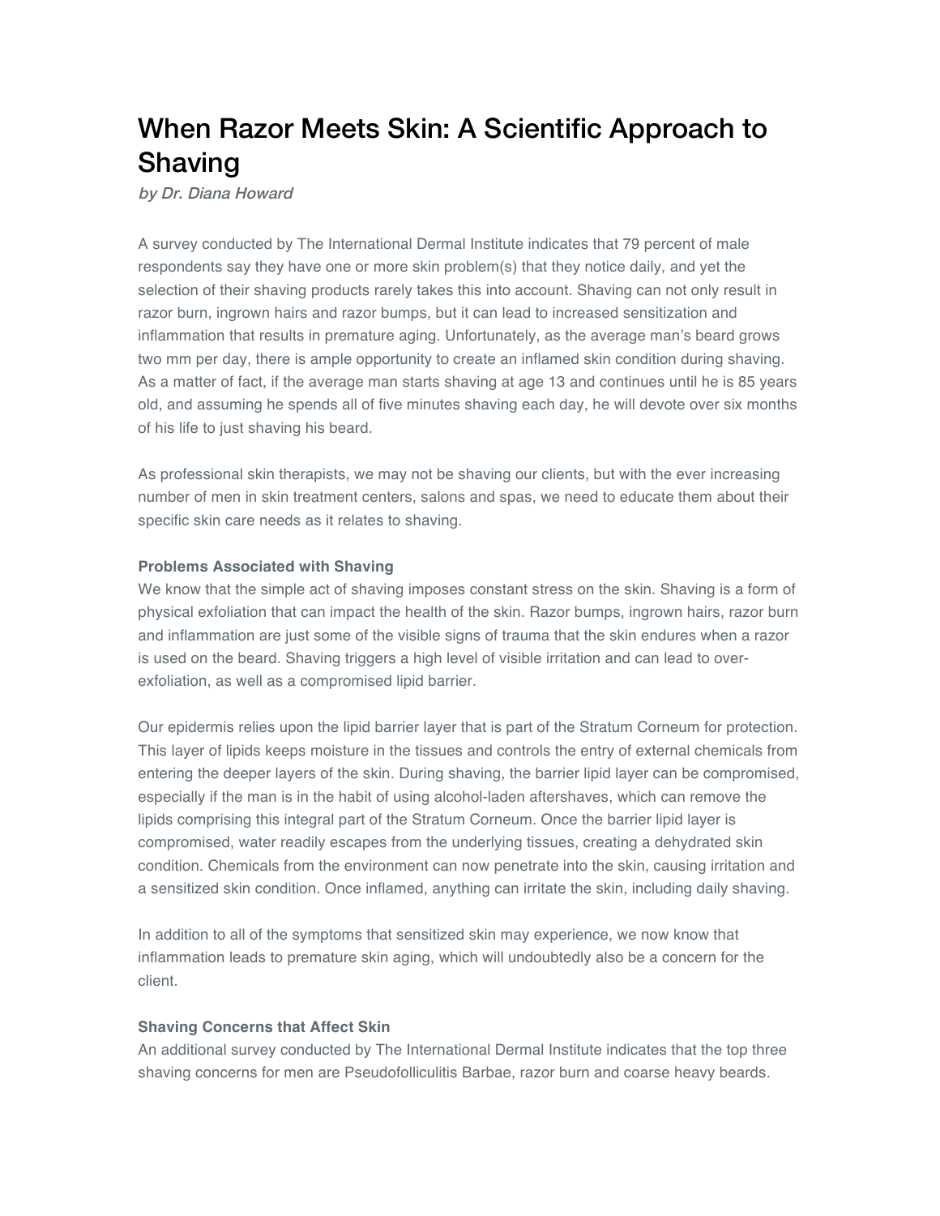# When Razor Meets Skin: A Scientific Approach to Shaving

*by Dr. Diana Howard*

A survey conducted by The International Dermal Institute indicates that 79 percent of male respondents say they have one or more skin problem(s) that they notice daily, and yet the selection of their shaving products rarely takes this into account. Shaving can not only result in razor burn, ingrown hairs and razor bumps, but it can lead to increased sensitization and inflammation that results in premature aging. Unfortunately, as the average man's beard grows two mm per day, there is ample opportunity to create an inflamed skin condition during shaving. As a matter of fact, if the average man starts shaving at age 13 and continues until he is 85 years old, and assuming he spends all of five minutes shaving each day, he will devote over six months of his life to just shaving his beard.

As professional skin therapists, we may not be shaving our clients, but with the ever increasing number of men in skin treatment centers, salons and spas, we need to educate them about their specific skin care needs as it relates to shaving.

**Problems Associated with Shaving**

We know that the simple act of shaving imposes constant stress on the skin. Shaving is a form of physical exfoliation that can impact the health of the skin. Razor bumps, ingrown hairs, razor burn and inflammation are just some of the visible signs of trauma that the skin endures when a razor is used on the beard. Shaving triggers a high level of visible irritation and can lead to over-exfoliation, as well as a compromised lipid barrier.

Our epidermis relies upon the lipid barrier layer that is part of the Stratum Corneum for protection. This layer of lipids keeps moisture in the tissues and controls the entry of external chemicals from entering the deeper layers of the skin. During shaving, the barrier lipid layer can be compromised, especially if the man is in the habit of using alcohol-laden aftershaves, which can remove the lipids comprising this integral part of the Stratum Corneum. Once the barrier lipid layer is compromised, water readily escapes from the underlying tissues, creating a dehydrated skin condition. Chemicals from the environment can now penetrate into the skin, causing irritation and a sensitized skin condition. Once inflamed, anything can irritate the skin, including daily shaving.

In addition to all of the symptoms that sensitized skin may experience, we now know that inflammation leads to premature skin aging, which will undoubtedly also be a concern for the client.

**Shaving Concerns that Affect Skin**

An additional survey conducted by The International Dermal Institute indicates that the top three shaving concerns for men are Pseudofolliculitis Barbae, razor burn and coarse heavy beards.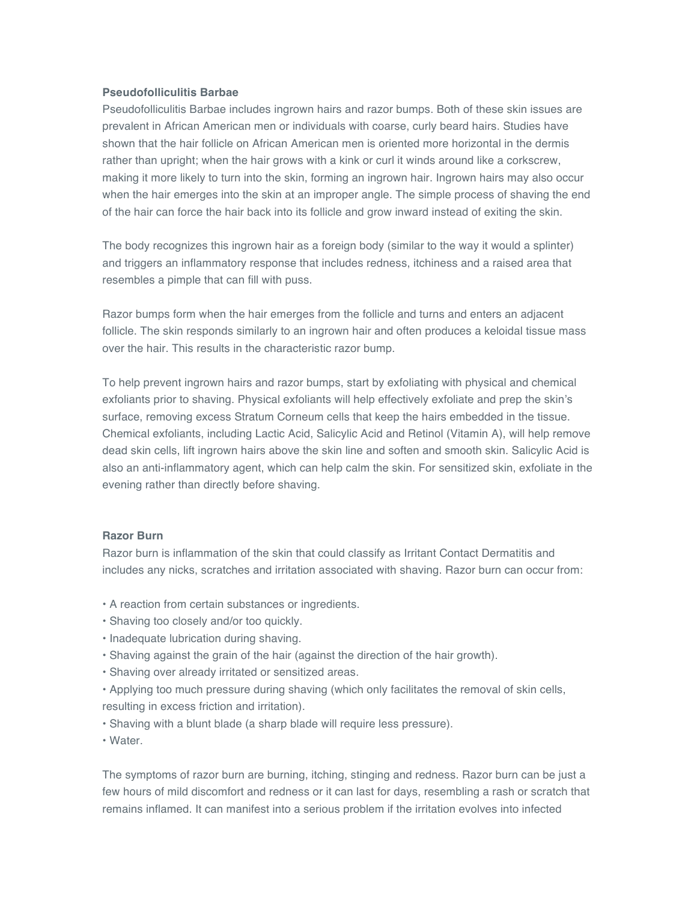**Pseudofolliculitis Barbae**

Pseudofolliculitis Barbae includes ingrown hairs and razor bumps. Both of these skin issues are prevalent in African American men or individuals with coarse, curly beard hairs. Studies have shown that the hair follicle on African American men is oriented more horizontal in the dermis rather than upright; when the hair grows with a kink or curl it winds around like a corkscrew, making it more likely to turn into the skin, forming an ingrown hair. Ingrown hairs may also occur when the hair emerges into the skin at an improper angle. The simple process of shaving the end of the hair can force the hair back into its follicle and grow inward instead of exiting the skin.

The body recognizes this ingrown hair as a foreign body (similar to the way it would a splinter) and triggers an inflammatory response that includes redness, itchiness and a raised area that resembles a pimple that can fill with puss.

Razor bumps form when the hair emerges from the follicle and turns and enters an adjacent follicle. The skin responds similarly to an ingrown hair and often produces a keloidal tissue mass over the hair. This results in the characteristic razor bump.

To help prevent ingrown hairs and razor bumps, start by exfoliating with physical and chemical exfoliants prior to shaving. Physical exfoliants will help effectively exfoliate and prep the skin's surface, removing excess Stratum Corneum cells that keep the hairs embedded in the tissue. Chemical exfoliants, including Lactic Acid, Salicylic Acid and Retinol (Vitamin A), will help remove dead skin cells, lift ingrown hairs above the skin line and soften and smooth skin. Salicylic Acid is also an anti-inflammatory agent, which can help calm the skin. For sensitized skin, exfoliate in the evening rather than directly before shaving.

**Razor Burn**

Razor burn is inflammation of the skin that could classify as Irritant Contact Dermatitis and includes any nicks, scratches and irritation associated with shaving. Razor burn can occur from:

- A reaction from certain substances or ingredients.
- Shaving too closely and/or too quickly.
- Inadequate lubrication during shaving.
- Shaving against the grain of the hair (against the direction of the hair growth).
- Shaving over already irritated or sensitized areas.
- Applying too much pressure during shaving (which only facilitates the removal of skin cells, resulting in excess friction and irritation).
- Shaving with a blunt blade (a sharp blade will require less pressure).
- Water.

The symptoms of razor burn are burning, itching, stinging and redness. Razor burn can be just a few hours of mild discomfort and redness or it can last for days, resembling a rash or scratch that remains inflamed. It can manifest into a serious problem if the irritation evolves into infected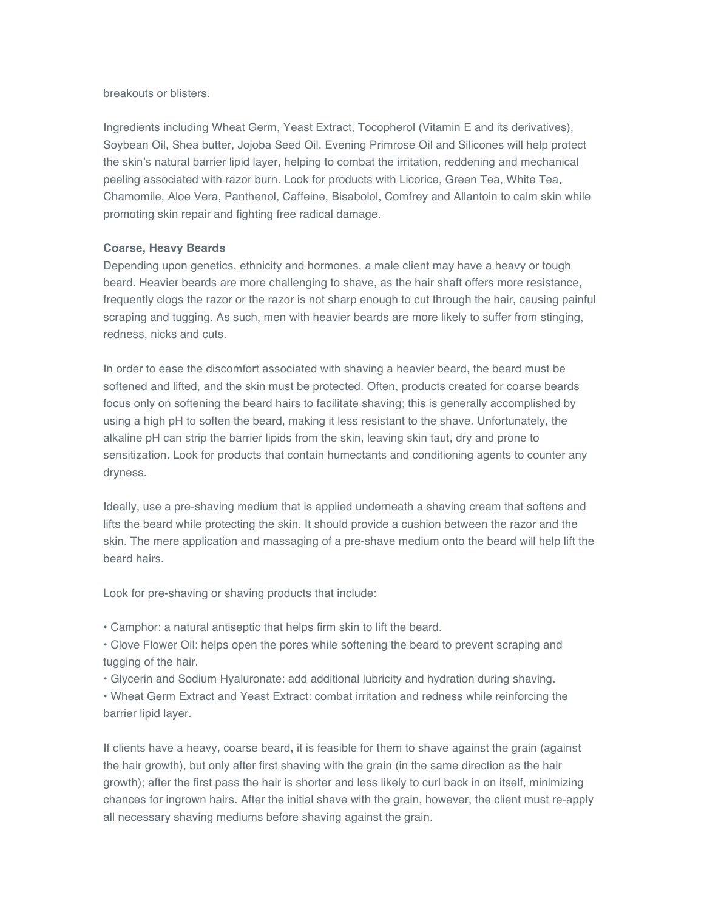breakouts or blisters.

Ingredients including Wheat Germ, Yeast Extract, Tocopherol (Vitamin E and its derivatives), Soybean Oil, Shea butter, Jojoba Seed Oil, Evening Primrose Oil and Silicones will help protect the skin's natural barrier lipid layer, helping to combat the irritation, reddening and mechanical peeling associated with razor burn. Look for products with Licorice, Green Tea, White Tea, Chamomile, Aloe Vera, Panthenol, Caffeine, Bisabolol, Comfrey and Allantoin to calm skin while promoting skin repair and fighting free radical damage.

**Coarse, Heavy Beards**

Depending upon genetics, ethnicity and hormones, a male client may have a heavy or tough beard. Heavier beards are more challenging to shave, as the hair shaft offers more resistance, frequently clogs the razor or the razor is not sharp enough to cut through the hair, causing painful scraping and tugging. As such, men with heavier beards are more likely to suffer from stinging, redness, nicks and cuts.

In order to ease the discomfort associated with shaving a heavier beard, the beard must be softened and lifted, and the skin must be protected. Often, products created for coarse beards focus only on softening the beard hairs to facilitate shaving; this is generally accomplished by using a high pH to soften the beard, making it less resistant to the shave. Unfortunately, the alkaline pH can strip the barrier lipids from the skin, leaving skin taut, dry and prone to sensitization. Look for products that contain humectants and conditioning agents to counter any dryness.

Ideally, use a pre-shaving medium that is applied underneath a shaving cream that softens and lifts the beard while protecting the skin. It should provide a cushion between the razor and the skin. The mere application and massaging of a pre-shave medium onto the beard will help lift the beard hairs.

Look for pre-shaving or shaving products that include:

- Camphor: a natural antiseptic that helps firm skin to lift the beard.
- Clove Flower Oil: helps open the pores while softening the beard to prevent scraping and tugging of the hair.
- Glycerin and Sodium Hyaluronate: add additional lubricity and hydration during shaving.
- Wheat Germ Extract and Yeast Extract: combat irritation and redness while reinforcing the barrier lipid layer.

If clients have a heavy, coarse beard, it is feasible for them to shave against the grain (against the hair growth), but only after first shaving with the grain (in the same direction as the hair growth); after the first pass the hair is shorter and less likely to curl back in on itself, minimizing chances for ingrown hairs. After the initial shave with the grain, however, the client must re-apply all necessary shaving mediums before shaving against the grain.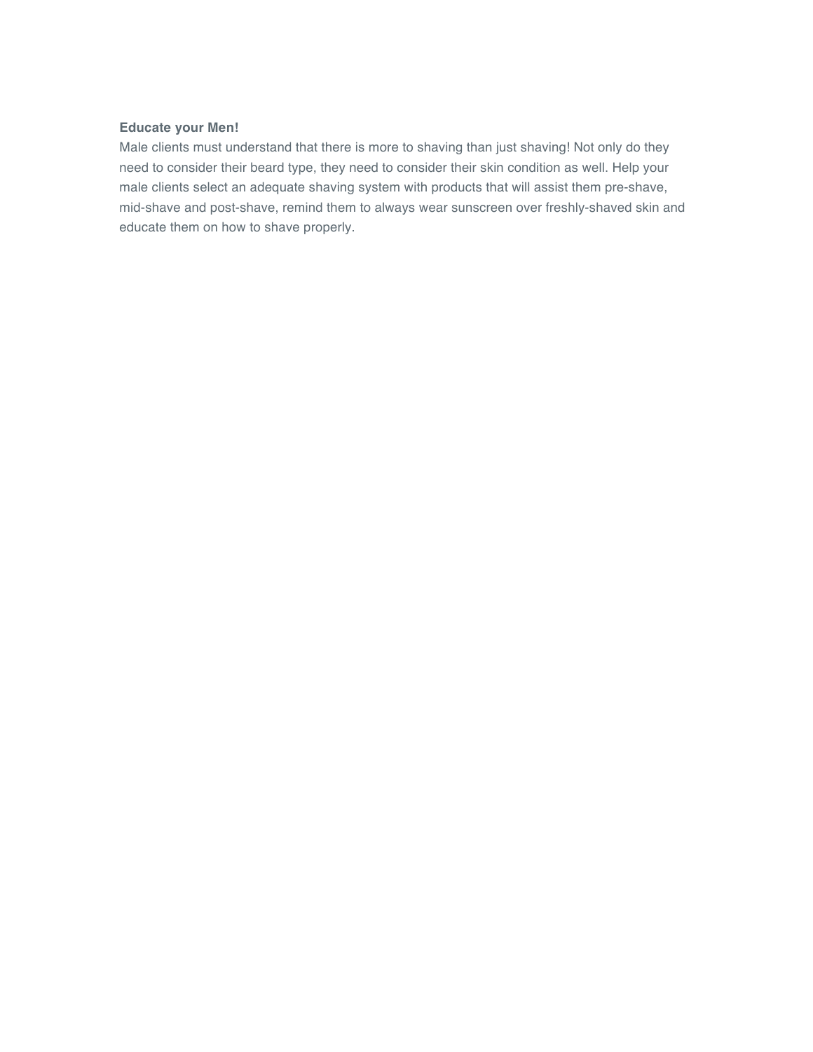**Educate your Men!**

Male clients must understand that there is more to shaving than just shaving! Not only do they need to consider their beard type, they need to consider their skin condition as well. Help your male clients select an adequate shaving system with products that will assist them pre-shave, mid-shave and post-shave, remind them to always wear sunscreen over freshly-shaved skin and educate them on how to shave properly.